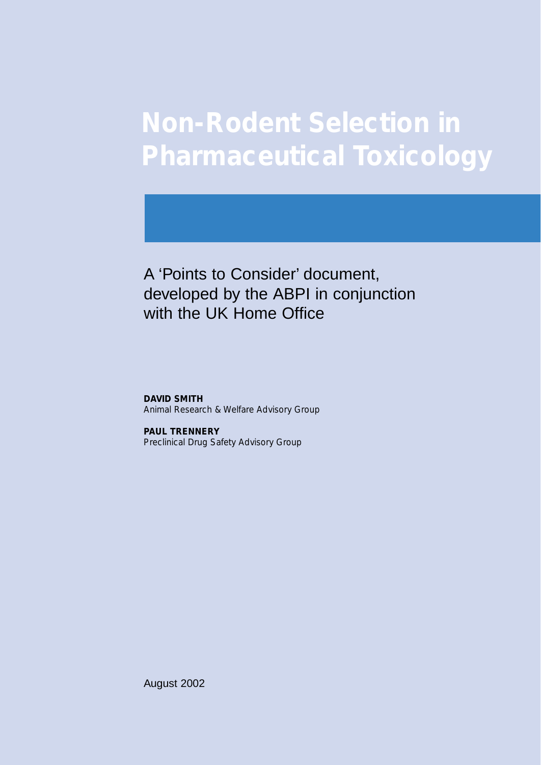# Non-Rodent Selection in Pharmaceutical Toxicology

A 'Points to Consider' document, developed by the ABPI in conjunction with the UK Home Office

**DAVID SMITH**
Animal Research & Welfare Advisory Group

**PAUL TRENNERY**
Preclinical Drug Safety Advisory Group

August 2002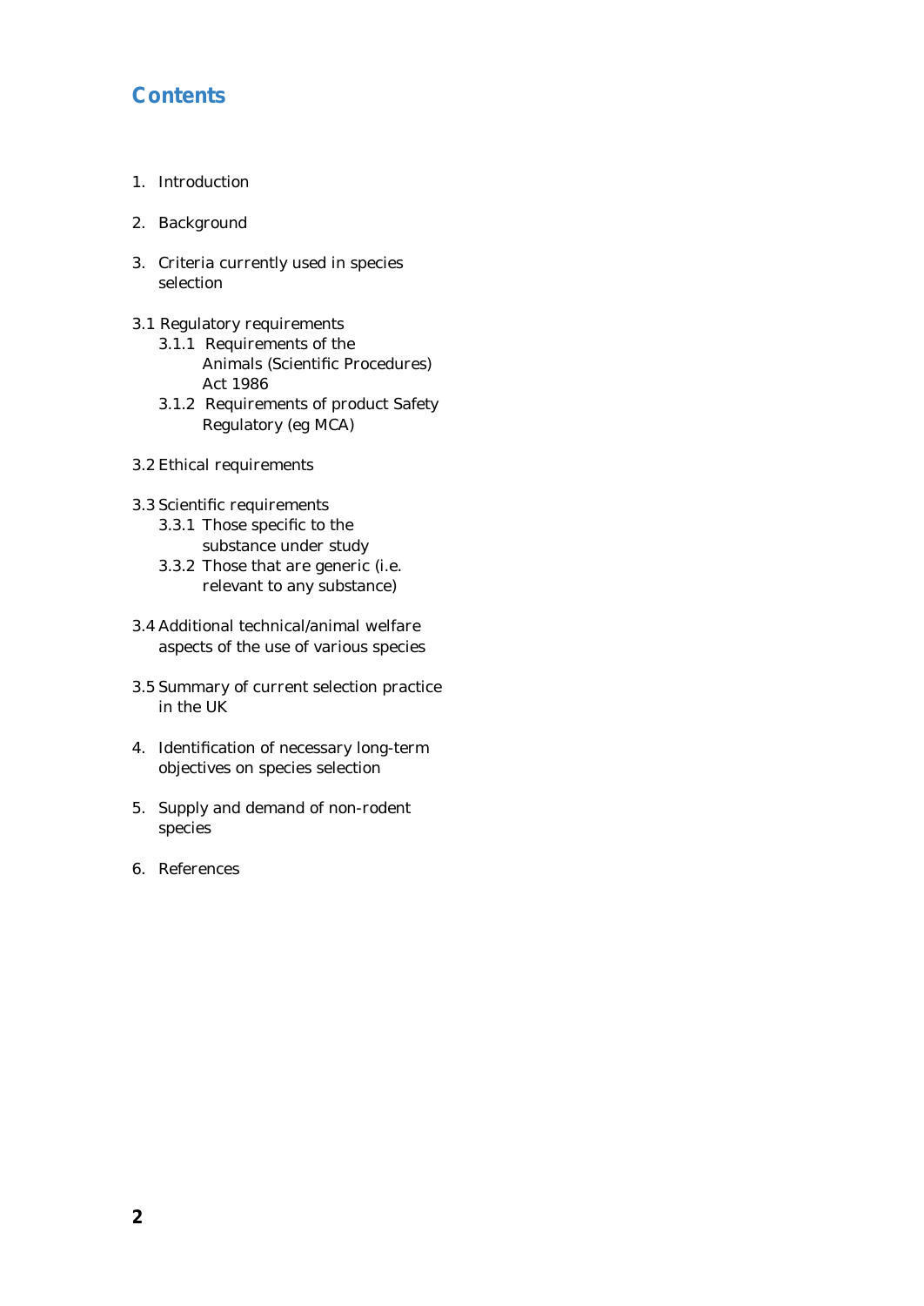## Contents

1. Introduction

2. Background

3. Criteria currently used in species selection

3.1 Regulatory requirements
- 3.1.1 Requirements of the Animals (Scientific Procedures) Act 1986
- 3.1.2 Requirements of product Safety Regulatory (eg MCA)

3.2 Ethical requirements

3.3 Scientific requirements
- 3.3.1 Those specific to the substance under study
- 3.3.2 Those that are generic (i.e. relevant to any substance)

3.4 Additional technical/animal welfare aspects of the use of various species

3.5 Summary of current selection practice in the UK

4. Identification of necessary long-term objectives on species selection

5. Supply and demand of non-rodent species

6. References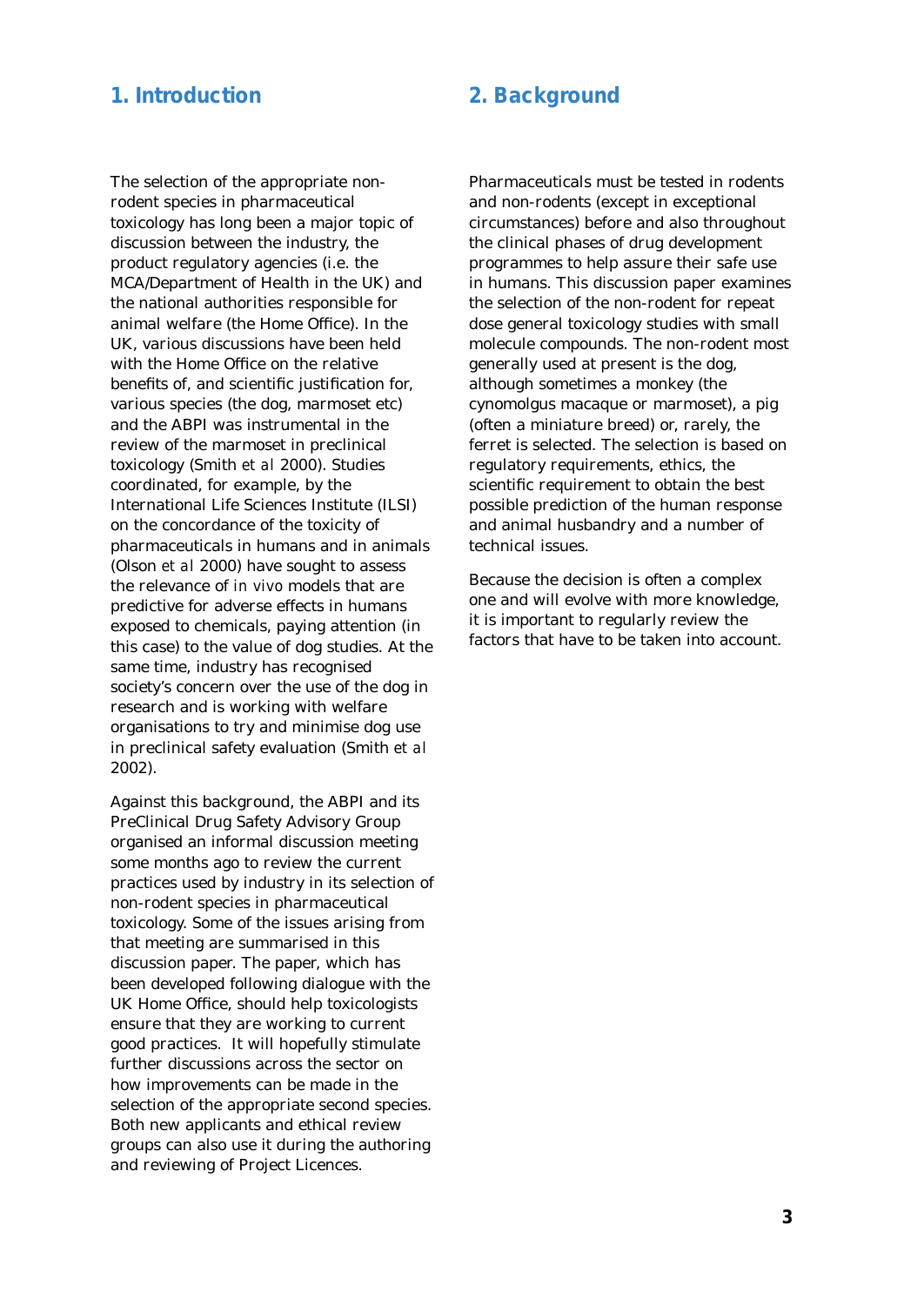## 1. Introduction

The selection of the appropriate non-rodent species in pharmaceutical toxicology has long been a major topic of discussion between the industry, the product regulatory agencies (i.e. the MCA/Department of Health in the UK) and the national authorities responsible for animal welfare (the Home Office). In the UK, various discussions have been held with the Home Office on the relative benefits of, and scientific justification for, various species (the dog, marmoset etc) and the ABPI was instrumental in the review of the marmoset in preclinical toxicology (Smith *et al* 2000). Studies coordinated, for example, by the International Life Sciences Institute (ILSI) on the concordance of the toxicity of pharmaceuticals in humans and in animals (Olson *et al* 2000) have sought to assess the relevance of *in vivo* models that are predictive for adverse effects in humans exposed to chemicals, paying attention (in this case) to the value of dog studies. At the same time, industry has recognised society's concern over the use of the dog in research and is working with welfare organisations to try and minimise dog use in preclinical safety evaluation (Smith *et al* 2002).

Against this background, the ABPI and its PreClinical Drug Safety Advisory Group organised an informal discussion meeting some months ago to review the current practices used by industry in its selection of non-rodent species in pharmaceutical toxicology. Some of the issues arising from that meeting are summarised in this discussion paper. The paper, which has been developed following dialogue with the UK Home Office, should help toxicologists ensure that they are working to current good practices. It will hopefully stimulate further discussions across the sector on how improvements can be made in the selection of the appropriate second species. Both new applicants and ethical review groups can also use it during the authoring and reviewing of Project Licences.

## 2. Background

Pharmaceuticals must be tested in rodents and non-rodents (except in exceptional circumstances) before and also throughout the clinical phases of drug development programmes to help assure their safe use in humans. This discussion paper examines the selection of the non-rodent for repeat dose general toxicology studies with small molecule compounds. The non-rodent most generally used at present is the dog, although sometimes a monkey (the cynomolgus macaque or marmoset), a pig (often a miniature breed) or, rarely, the ferret is selected. The selection is based on regulatory requirements, ethics, the scientific requirement to obtain the best possible prediction of the human response and animal husbandry and a number of technical issues.

Because the decision is often a complex one and will evolve with more knowledge, it is important to regularly review the factors that have to be taken into account.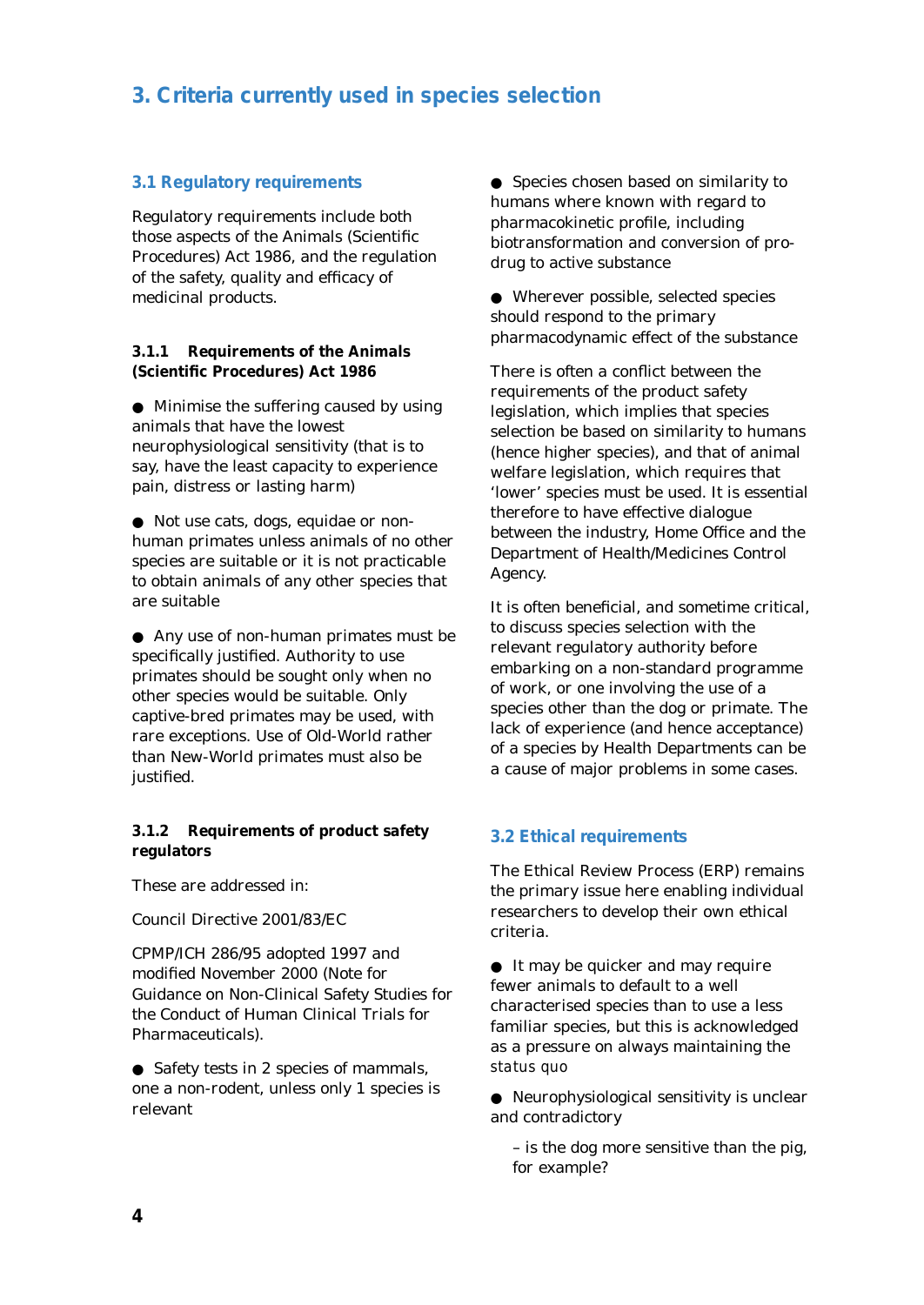# 3. Criteria currently used in species selection

## 3.1 Regulatory requirements

Regulatory requirements include both those aspects of the Animals (Scientific Procedures) Act 1986, and the regulation of the safety, quality and efficacy of medicinal products.

### 3.1.1 Requirements of the Animals (Scientific Procedures) Act 1986

- Minimise the suffering caused by using animals that have the lowest neurophysiological sensitivity (that is to say, have the least capacity to experience pain, distress or lasting harm)
- Not use cats, dogs, equidae or non-human primates unless animals of no other species are suitable or it is not practicable to obtain animals of any other species that are suitable
- Any use of non-human primates must be specifically justified. Authority to use primates should be sought only when no other species would be suitable. Only captive-bred primates may be used, with rare exceptions. Use of Old-World rather than New-World primates must also be justified.

### 3.1.2 Requirements of product safety regulators

These are addressed in:

Council Directive 2001/83/EC

CPMP/ICH 286/95 adopted 1997 and modified November 2000 (Note for Guidance on Non-Clinical Safety Studies for the Conduct of Human Clinical Trials for Pharmaceuticals).

- Safety tests in 2 species of mammals, one a non-rodent, unless only 1 species is relevant
- Species chosen based on similarity to humans where known with regard to pharmacokinetic profile, including biotransformation and conversion of pro-drug to active substance
- Wherever possible, selected species should respond to the primary pharmacodynamic effect of the substance

There is often a conflict between the requirements of the product safety legislation, which implies that species selection be based on similarity to humans (hence higher species), and that of animal welfare legislation, which requires that 'lower' species must be used. It is essential therefore to have effective dialogue between the industry, Home Office and the Department of Health/Medicines Control Agency.

It is often beneficial, and sometime critical, to discuss species selection with the relevant regulatory authority before embarking on a non-standard programme of work, or one involving the use of a species other than the dog or primate. The lack of experience (and hence acceptance) of a species by Health Departments can be a cause of major problems in some cases.

## 3.2 Ethical requirements

The Ethical Review Process (ERP) remains the primary issue here enabling individual researchers to develop their own ethical criteria.

- It may be quicker and may require fewer animals to default to a well characterised species than to use a less familiar species, but this is acknowledged as a pressure on always maintaining the *status quo*
- Neurophysiological sensitivity is unclear and contradictory

  – is the dog more sensitive than the pig, for example?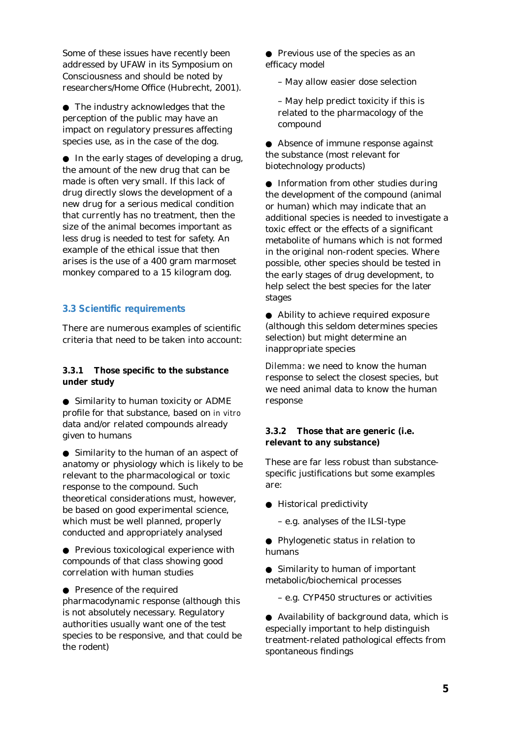Some of these issues have recently been addressed by UFAW in its Symposium on Consciousness and should be noted by researchers/Home Office (Hubrecht, 2001).

- The industry acknowledges that the perception of the public may have an impact on regulatory pressures affecting species use, as in the case of the dog.

- In the early stages of developing a drug, the amount of the new drug that can be made is often very small. If this lack of drug directly slows the development of a new drug for a serious medical condition that currently has no treatment, then the size of the animal becomes important as less drug is needed to test for safety. An example of the ethical issue that then arises is the use of a 400 gram marmoset monkey compared to a 15 kilogram dog.

## 3.3 Scientific requirements

There are numerous examples of scientific criteria that need to be taken into account:

### 3.3.1 Those specific to the substance under study

- Similarity to human toxicity or ADME profile for that substance, based on *in vitro* data and/or related compounds already given to humans

- Similarity to the human of an aspect of anatomy or physiology which is likely to be relevant to the pharmacological or toxic response to the compound. Such theoretical considerations must, however, be based on good experimental science, which must be well planned, properly conducted and appropriately analysed

- Previous toxicological experience with compounds of that class showing good correlation with human studies

- Presence of the required pharmacodynamic response (although this is not absolutely necessary. Regulatory authorities usually want one of the test species to be responsive, and that could be the rodent)

- Previous use of the species as an efficacy model
  - May allow easier dose selection
  - May help predict toxicity if this is related to the pharmacology of the compound

- Absence of immune response against the substance (most relevant for biotechnology products)

- Information from other studies during the development of the compound (animal or human) which may indicate that an additional species is needed to investigate a toxic effect or the effects of a significant metabolite of humans which is not formed in the original non-rodent species. Where possible, other species should be tested in the early stages of drug development, to help select the best species for the later stages

- Ability to achieve required exposure (although this seldom determines species selection) but might determine an inappropriate species

*Dilemma*: we need to know the human response to select the closest species, but we need animal data to know the human response

### 3.3.2 Those that are generic (i.e. relevant to any substance)

These are far less robust than substance-specific justifications but some examples are:

- Historical predictivity
  - e.g. analyses of the ILSI-type

- Phylogenetic status in relation to humans

- Similarity to human of important metabolic/biochemical processes
  - e.g. CYP450 structures or activities

- Availability of background data, which is especially important to help distinguish treatment-related pathological effects from spontaneous findings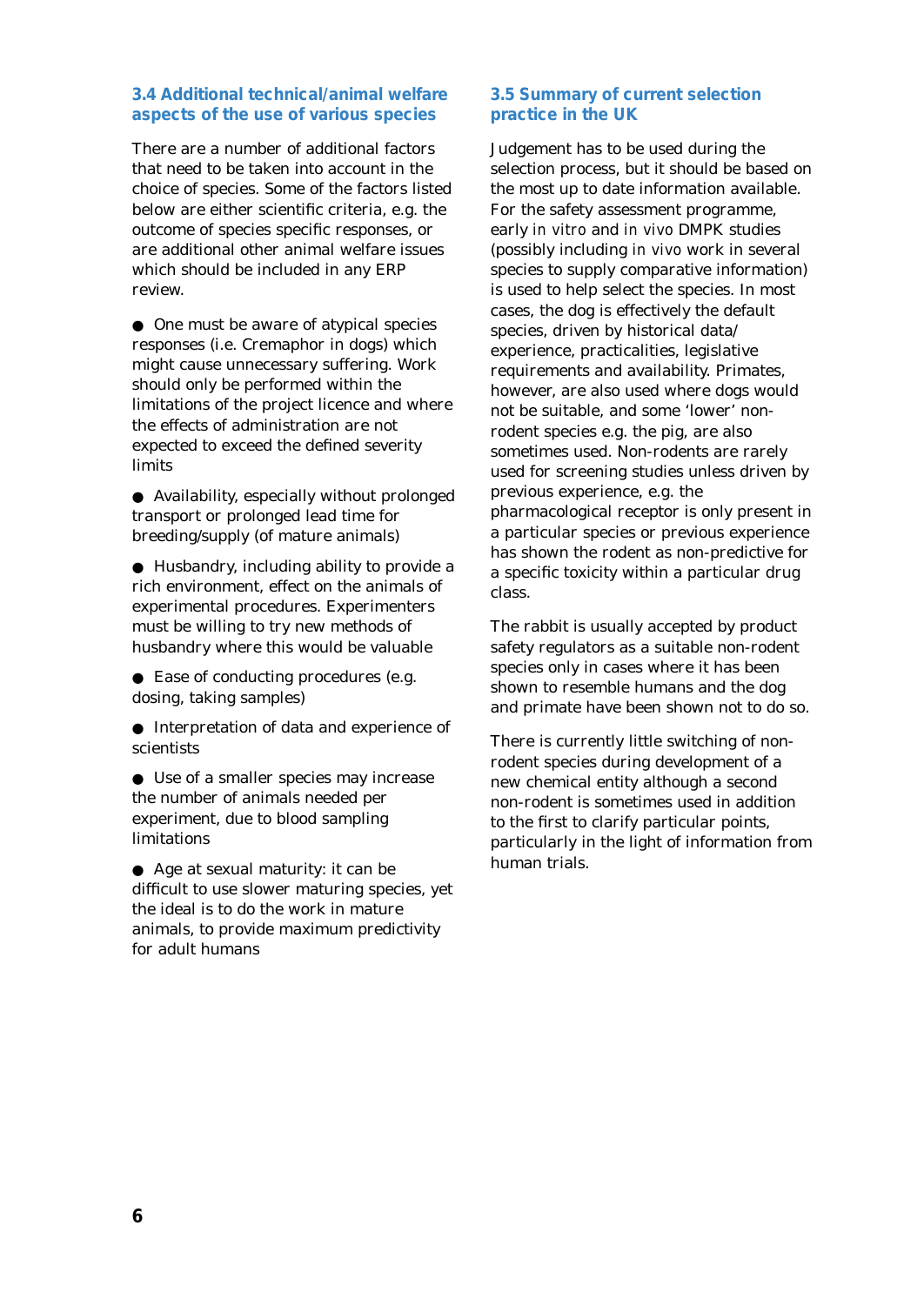### 3.4 Additional technical/animal welfare aspects of the use of various species

There are a number of additional factors that need to be taken into account in the choice of species. Some of the factors listed below are either scientific criteria, e.g. the outcome of species specific responses, or are additional other animal welfare issues which should be included in any ERP review.

- One must be aware of atypical species responses (i.e. Cremaphor in dogs) which might cause unnecessary suffering. Work should only be performed within the limitations of the project licence and where the effects of administration are not expected to exceed the defined severity limits
- Availability, especially without prolonged transport or prolonged lead time for breeding/supply (of mature animals)
- Husbandry, including ability to provide a rich environment, effect on the animals of experimental procedures. Experimenters must be willing to try new methods of husbandry where this would be valuable
- Ease of conducting procedures (e.g. dosing, taking samples)
- Interpretation of data and experience of scientists
- Use of a smaller species may increase the number of animals needed per experiment, due to blood sampling limitations
- Age at sexual maturity: it can be difficult to use slower maturing species, yet the ideal is to do the work in mature animals, to provide maximum predictivity for adult humans

### 3.5 Summary of current selection practice in the UK

Judgement has to be used during the selection process, but it should be based on the most up to date information available. For the safety assessment programme, early *in vitro* and *in vivo* DMPK studies (possibly including *in vivo* work in several species to supply comparative information) is used to help select the species. In most cases, the dog is effectively the default species, driven by historical data/ experience, practicalities, legislative requirements and availability. Primates, however, are also used where dogs would not be suitable, and some 'lower' non-rodent species e.g. the pig, are also sometimes used. Non-rodents are rarely used for screening studies unless driven by previous experience, e.g. the pharmacological receptor is only present in a particular species or previous experience has shown the rodent as non-predictive for a specific toxicity within a particular drug class.

The rabbit is usually accepted by product safety regulators as a suitable non-rodent species only in cases where it has been shown to resemble humans and the dog and primate have been shown not to do so.

There is currently little switching of non-rodent species during development of a new chemical entity although a second non-rodent is sometimes used in addition to the first to clarify particular points, particularly in the light of information from human trials.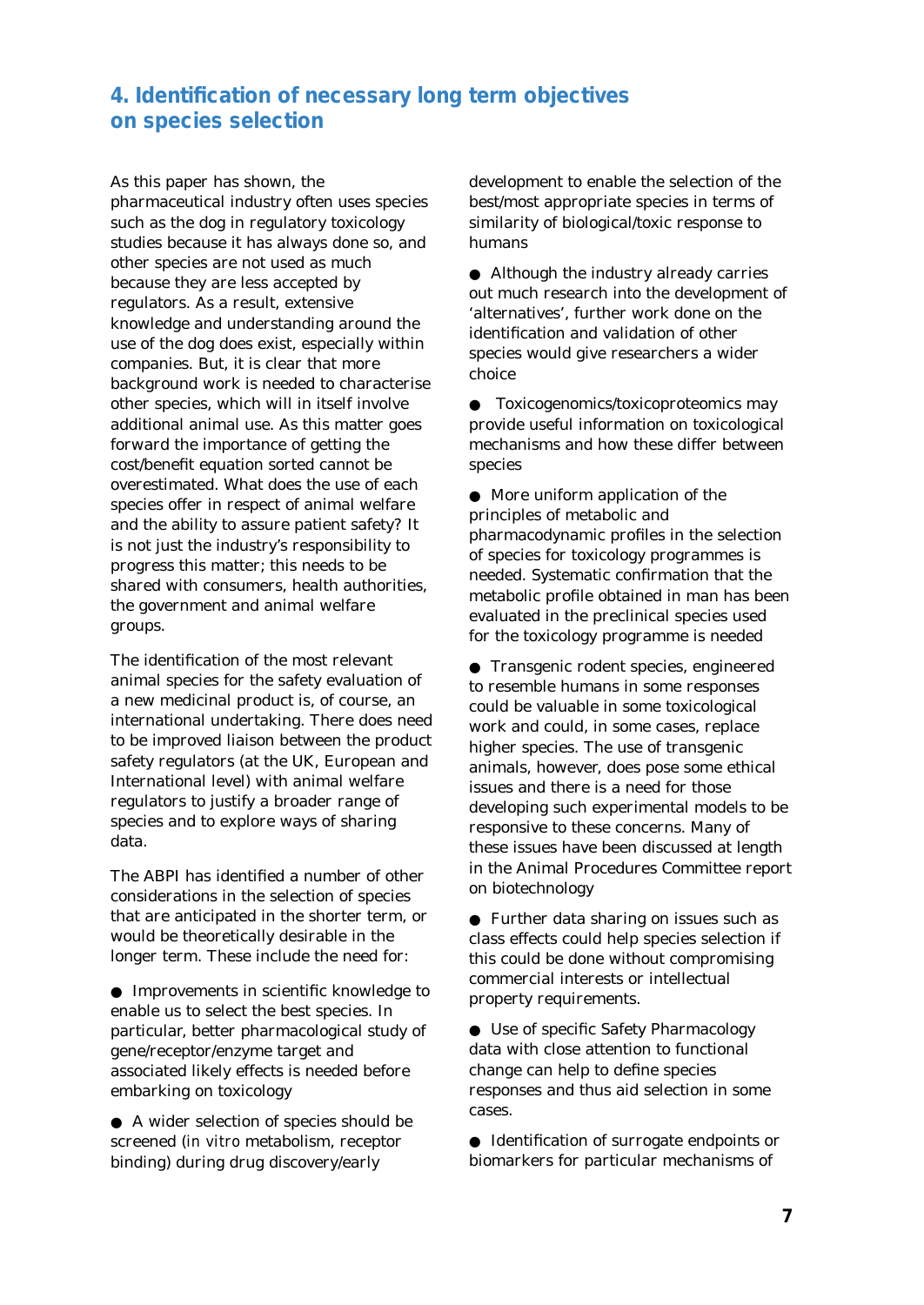## 4. Identification of necessary long term objectives on species selection

As this paper has shown, the pharmaceutical industry often uses species such as the dog in regulatory toxicology studies because it has always done so, and other species are not used as much because they are less accepted by regulators. As a result, extensive knowledge and understanding around the use of the dog does exist, especially within companies. But, it is clear that more background work is needed to characterise other species, which will in itself involve additional animal use. As this matter goes forward the importance of getting the cost/benefit equation sorted cannot be overestimated. What does the use of each species offer in respect of animal welfare and the ability to assure patient safety? It is not just the industry's responsibility to progress this matter; this needs to be shared with consumers, health authorities, the government and animal welfare groups.

The identification of the most relevant animal species for the safety evaluation of a new medicinal product is, of course, an international undertaking. There does need to be improved liaison between the product safety regulators (at the UK, European and International level) with animal welfare regulators to justify a broader range of species and to explore ways of sharing data.

The ABPI has identified a number of other considerations in the selection of species that are anticipated in the shorter term, or would be theoretically desirable in the longer term. These include the need for:

- Improvements in scientific knowledge to enable us to select the best species. In particular, better pharmacological study of gene/receptor/enzyme target and associated likely effects is needed before embarking on toxicology
- A wider selection of species should be screened (*in vitro* metabolism, receptor binding) during drug discovery/early development to enable the selection of the best/most appropriate species in terms of similarity of biological/toxic response to humans
- Although the industry already carries out much research into the development of 'alternatives', further work done on the identification and validation of other species would give researchers a wider choice
- Toxicogenomics/toxicoproteomics may provide useful information on toxicological mechanisms and how these differ between species
- More uniform application of the principles of metabolic and pharmacodynamic profiles in the selection of species for toxicology programmes is needed. Systematic confirmation that the metabolic profile obtained in man has been evaluated in the preclinical species used for the toxicology programme is needed
- Transgenic rodent species, engineered to resemble humans in some responses could be valuable in some toxicological work and could, in some cases, replace higher species. The use of transgenic animals, however, does pose some ethical issues and there is a need for those developing such experimental models to be responsive to these concerns. Many of these issues have been discussed at length in the Animal Procedures Committee report on biotechnology
- Further data sharing on issues such as class effects could help species selection if this could be done without compromising commercial interests or intellectual property requirements.
- Use of specific Safety Pharmacology data with close attention to functional change can help to define species responses and thus aid selection in some cases.
- Identification of surrogate endpoints or biomarkers for particular mechanisms of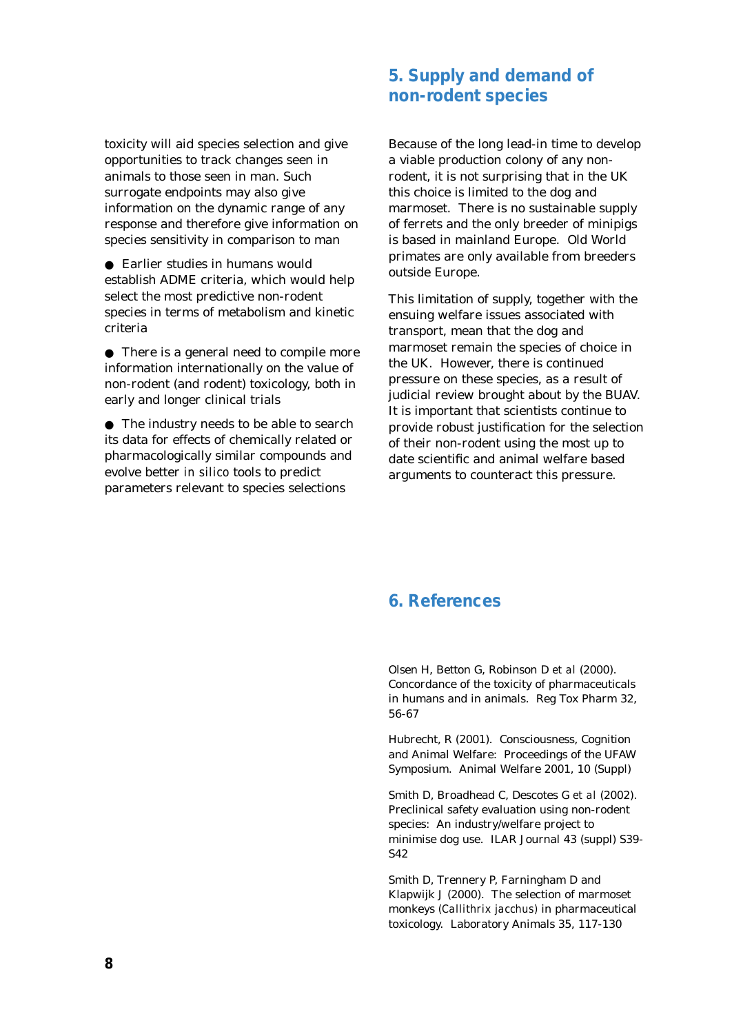toxicity will aid species selection and give opportunities to track changes seen in animals to those seen in man. Such surrogate endpoints may also give information on the dynamic range of any response and therefore give information on species sensitivity in comparison to man

- Earlier studies in humans would establish ADME criteria, which would help select the most predictive non-rodent species in terms of metabolism and kinetic criteria
- There is a general need to compile more information internationally on the value of non-rodent (and rodent) toxicology, both in early and longer clinical trials
- The industry needs to be able to search its data for effects of chemically related or pharmacologically similar compounds and evolve better *in silico* tools to predict parameters relevant to species selections

## 5. Supply and demand of non-rodent species

Because of the long lead-in time to develop a viable production colony of any non-rodent, it is not surprising that in the UK this choice is limited to the dog and marmoset. There is no sustainable supply of ferrets and the only breeder of minipigs is based in mainland Europe. Old World primates are only available from breeders outside Europe.

This limitation of supply, together with the ensuing welfare issues associated with transport, mean that the dog and marmoset remain the species of choice in the UK. However, there is continued pressure on these species, as a result of judicial review brought about by the BUAV. It is important that scientists continue to provide robust justification for the selection of their non-rodent using the most up to date scientific and animal welfare based arguments to counteract this pressure.

## 6. References

Olsen H, Betton G, Robinson D *et al* (2000). Concordance of the toxicity of pharmaceuticals in humans and in animals. Reg Tox Pharm 32, 56-67

Hubrecht, R (2001). Consciousness, Cognition and Animal Welfare: Proceedings of the UFAW Symposium. Animal Welfare 2001, 10 (Suppl)

Smith D, Broadhead C, Descotes G *et al* (2002). Preclinical safety evaluation using non-rodent species: An industry/welfare project to minimise dog use. ILAR Journal 43 (suppl) S39-S42

Smith D, Trennery P, Farningham D and Klapwijk J (2000). The selection of marmoset monkeys (*Callithrix jacchus*) in pharmaceutical toxicology. Laboratory Animals 35, 117-130